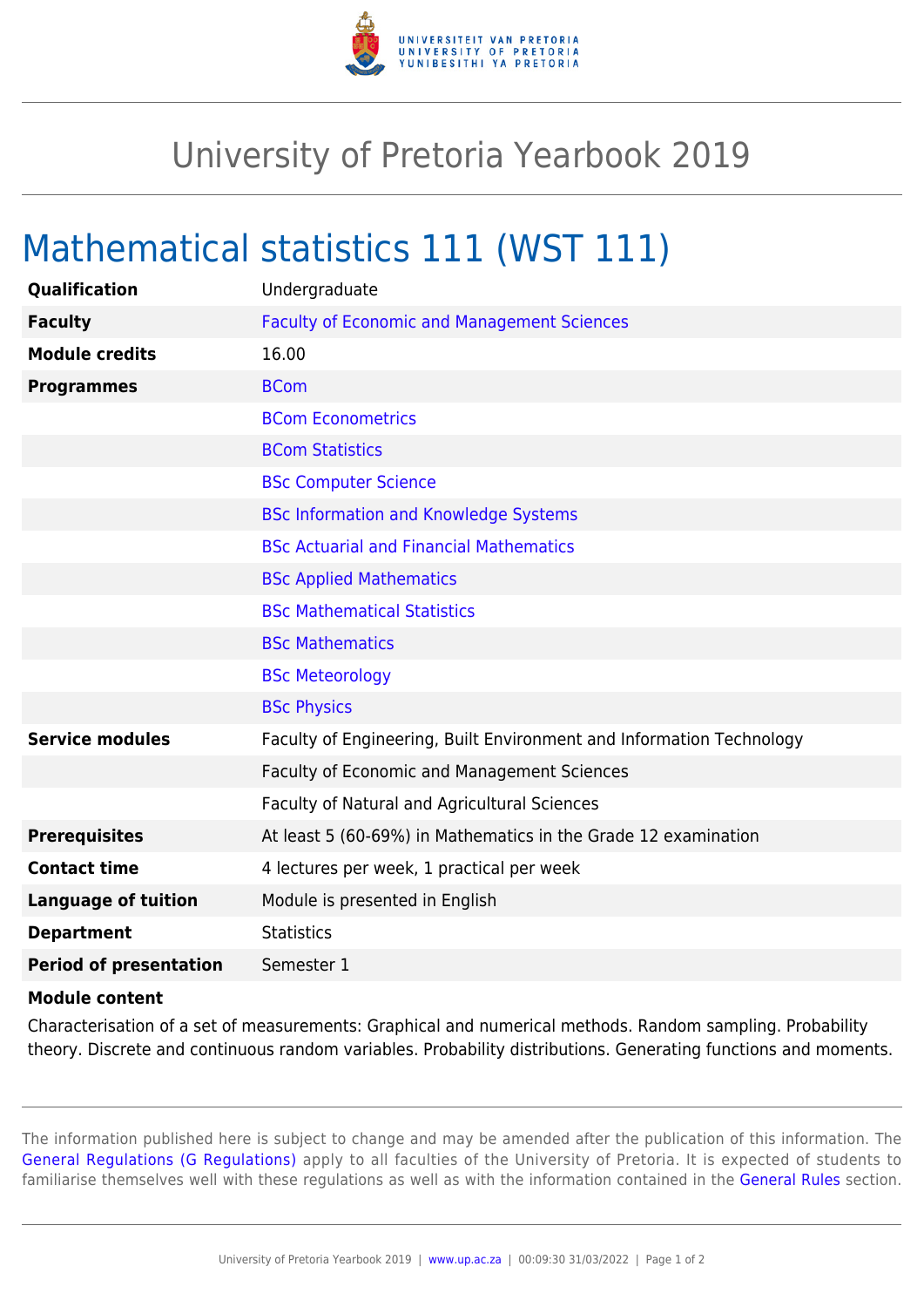# University of Pretoria Yearbook 2019

## Mathematical statistics 111 (WST 111)

| | |
|---|---|
| **Qualification** | Undergraduate |
| **Faculty** | Faculty of Economic and Management Sciences |
| **Module credits** | 16.00 |
| **Programmes** | BCom |
| | BCom Econometrics |
| | BCom Statistics |
| | BSc Computer Science |
| | BSc Information and Knowledge Systems |
| | BSc Actuarial and Financial Mathematics |
| | BSc Applied Mathematics |
| | BSc Mathematical Statistics |
| | BSc Mathematics |
| | BSc Meteorology |
| | BSc Physics |
| **Service modules** | Faculty of Engineering, Built Environment and Information Technology |
| | Faculty of Economic and Management Sciences |
| | Faculty of Natural and Agricultural Sciences |
| **Prerequisites** | At least 5 (60-69%) in Mathematics in the Grade 12 examination |
| **Contact time** | 4 lectures per week, 1 practical per week |
| **Language of tuition** | Module is presented in English |
| **Department** | Statistics |
| **Period of presentation** | Semester 1 |

**Module content**

Characterisation of a set of measurements: Graphical and numerical methods. Random sampling. Probability theory. Discrete and continuous random variables. Probability distributions. Generating functions and moments.

The information published here is subject to change and may be amended after the publication of this information. The General Regulations (G Regulations) apply to all faculties of the University of Pretoria. It is expected of students to familiarise themselves well with these regulations as well as with the information contained in the General Rules section.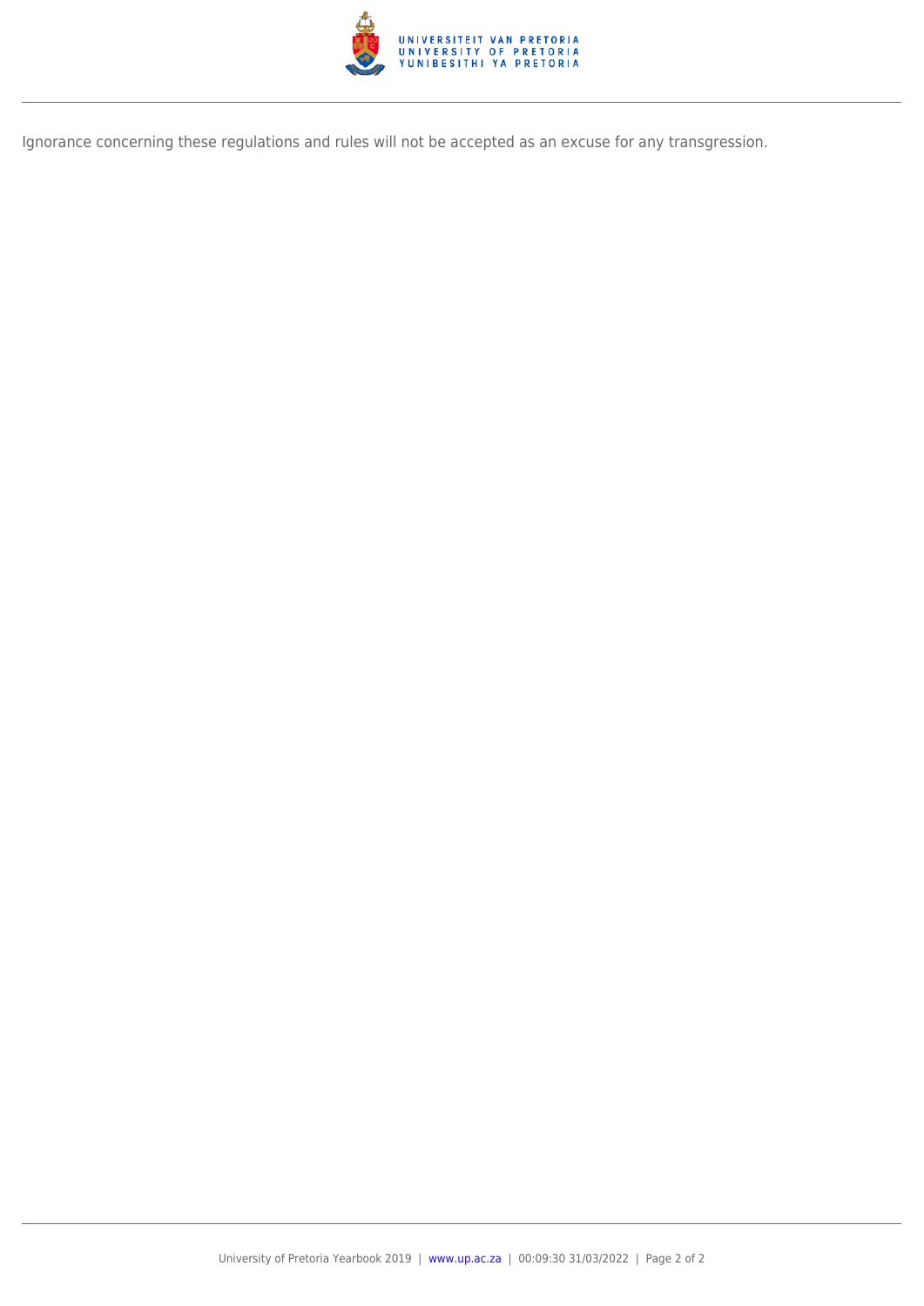Ignorance concerning these regulations and rules will not be accepted as an excuse for any transgression.